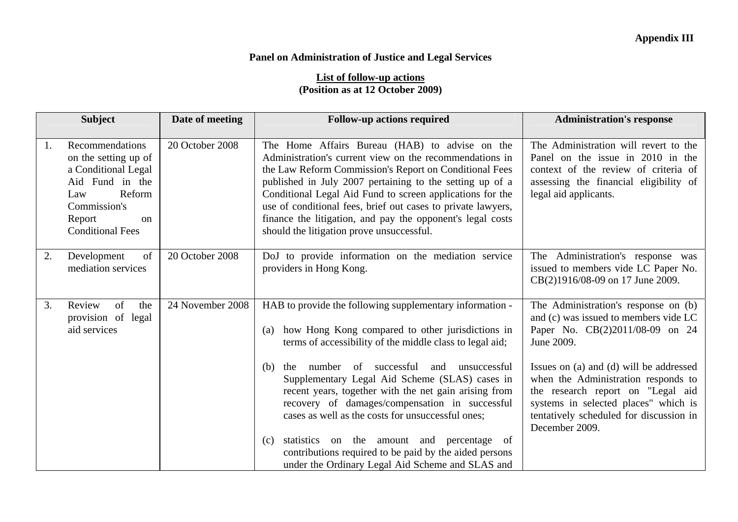**Appendix III**

**Panel on Administration of Justice and Legal Services**

**List of follow-up actions**
**(Position as at 12 October 2009)**

| Subject | Date of meeting | Follow-up actions required | Administration's response |
|---|---|---|---|
| 1. Recommendations on the setting up of a Conditional Legal Aid Fund in the Law Reform Commission's Report on Conditional Fees | 20 October 2008 | The Home Affairs Bureau (HAB) to advise on the Administration's current view on the recommendations in the Law Reform Commission's Report on Conditional Fees published in July 2007 pertaining to the setting up of a Conditional Legal Aid Fund to screen applications for the use of conditional fees, brief out cases to private lawyers, finance the litigation, and pay the opponent's legal costs should the litigation prove unsuccessful. | The Administration will revert to the Panel on the issue in 2010 in the context of the review of criteria of assessing the financial eligibility of legal aid applicants. |
| 2. Development of mediation services | 20 October 2008 | DoJ to provide information on the mediation service providers in Hong Kong. | The Administration's response was issued to members vide LC Paper No. CB(2)1916/08-09 on 17 June 2009. |
| 3. Review of the provision of legal aid services | 24 November 2008 | HAB to provide the following supplementary information -<br><br>(a) how Hong Kong compared to other jurisdictions in terms of accessibility of the middle class to legal aid;<br><br>(b) the number of successful and unsuccessful Supplementary Legal Aid Scheme (SLAS) cases in recent years, together with the net gain arising from recovery of damages/compensation in successful cases as well as the costs for unsuccessful ones;<br><br>(c) statistics on the amount and percentage of contributions required to be paid by the aided persons under the Ordinary Legal Aid Scheme and SLAS and | The Administration's response on (b) and (c) was issued to members vide LC Paper No. CB(2)2011/08-09 on 24 June 2009.<br><br>Issues on (a) and (d) will be addressed when the Administration responds to the research report on "Legal aid systems in selected places" which is tentatively scheduled for discussion in December 2009. |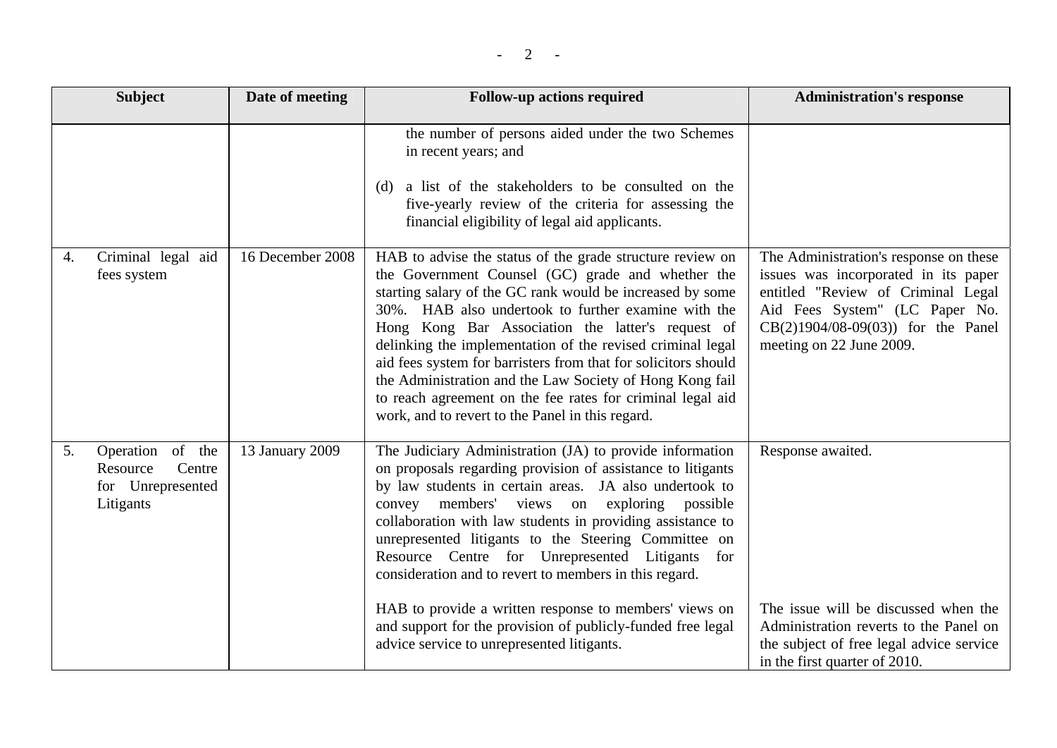| Subject | Date of meeting | Follow-up actions required | Administration's response |
|---|---|---|---|
| | | the number of persons aided under the two Schemes in recent years; and<br><br>(d) a list of the stakeholders to be consulted on the five-yearly review of the criteria for assessing the financial eligibility of legal aid applicants. | |
| 4. Criminal legal aid fees system | 16 December 2008 | HAB to advise the status of the grade structure review on the Government Counsel (GC) grade and whether the starting salary of the GC rank would be increased by some 30%. HAB also undertook to further examine with the Hong Kong Bar Association the latter's request of delinking the implementation of the revised criminal legal aid fees system for barristers from that for solicitors should the Administration and the Law Society of Hong Kong fail to reach agreement on the fee rates for criminal legal aid work, and to revert to the Panel in this regard. | The Administration's response on these issues was incorporated in its paper entitled "Review of Criminal Legal Aid Fees System" (LC Paper No. CB(2)1904/08-09(03)) for the Panel meeting on 22 June 2009. |
| 5. Operation of the Resource Centre for Unrepresented Litigants | 13 January 2009 | The Judiciary Administration (JA) to provide information on proposals regarding provision of assistance to litigants by law students in certain areas. JA also undertook to convey members' views on exploring possible collaboration with law students in providing assistance to unrepresented litigants to the Steering Committee on Resource Centre for Unrepresented Litigants for consideration and to revert to members in this regard.<br><br>HAB to provide a written response to members' views on and support for the provision of publicly-funded free legal advice service to unrepresented litigants. | Response awaited.<br><br>The issue will be discussed when the Administration reverts to the Panel on the subject of free legal advice service in the first quarter of 2010. |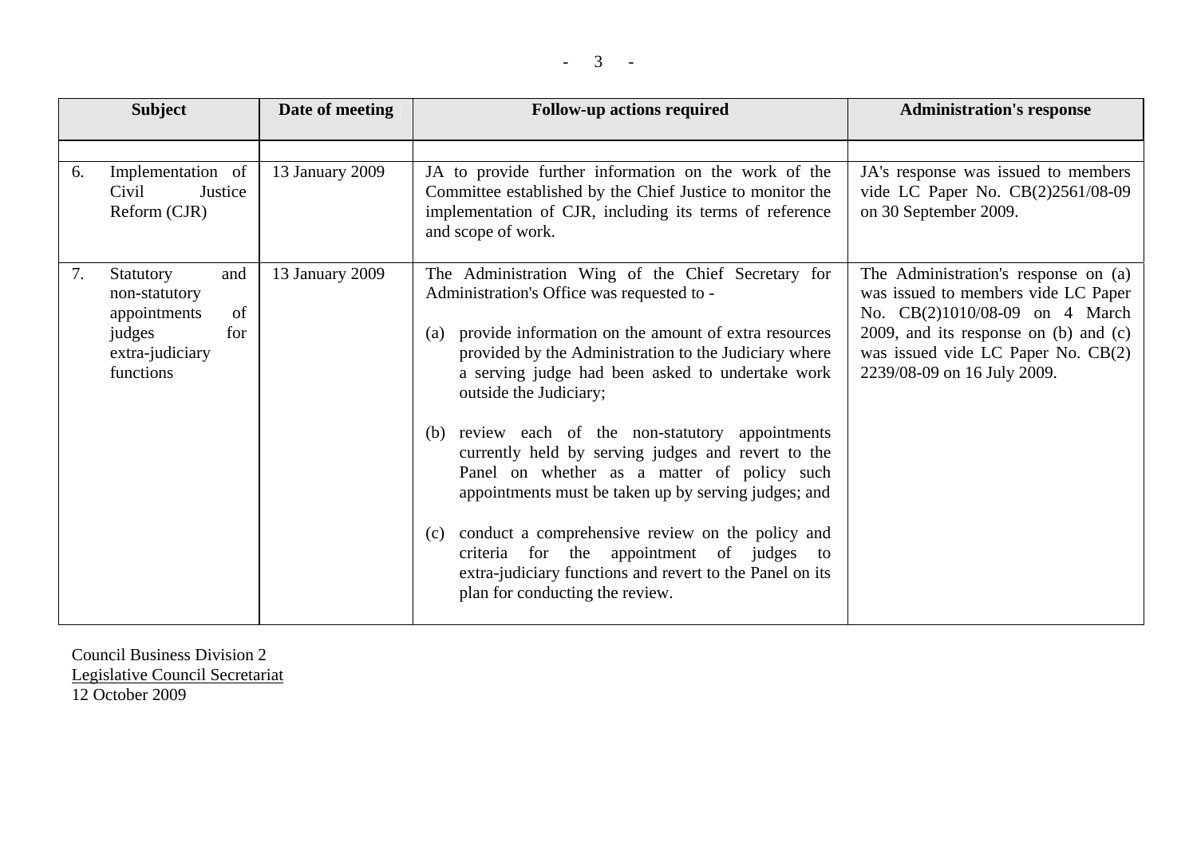| Subject | Date of meeting | Follow-up actions required | Administration's response |
|---|---|---|---|
| | | | |
| 6. Implementation of Civil Justice Reform (CJR) | 13 January 2009 | JA to provide further information on the work of the Committee established by the Chief Justice to monitor the implementation of CJR, including its terms of reference and scope of work. | JA's response was issued to members vide LC Paper No. CB(2)2561/08-09 on 30 September 2009. |
| 7. Statutory and non-statutory appointments of judges for extra-judiciary functions | 13 January 2009 | The Administration Wing of the Chief Secretary for Administration's Office was requested to -<br><br>(a) provide information on the amount of extra resources provided by the Administration to the Judiciary where a serving judge had been asked to undertake work outside the Judiciary;<br><br>(b) review each of the non-statutory appointments currently held by serving judges and revert to the Panel on whether as a matter of policy such appointments must be taken up by serving judges; and<br><br>(c) conduct a comprehensive review on the policy and criteria for the appointment of judges to extra-judiciary functions and revert to the Panel on its plan for conducting the review. | The Administration's response on (a) was issued to members vide LC Paper No. CB(2)1010/08-09 on 4 March 2009, and its response on (b) and (c) was issued vide LC Paper No. CB(2) 2239/08-09 on 16 July 2009. |

Council Business Division 2
Legislative Council Secretariat
12 October 2009